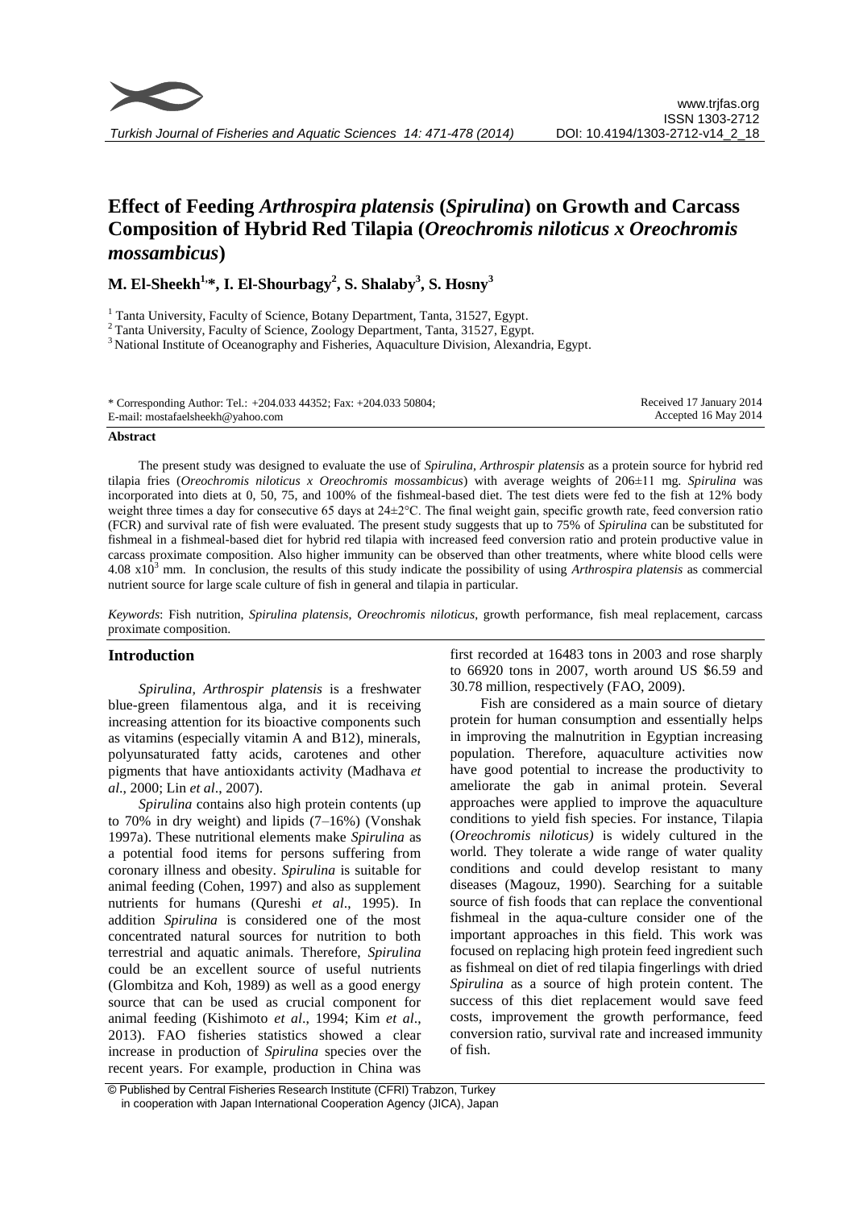# Effect of Feeding *Arthrospira platensis* (*Spirulina*) on Growth and Carcass Composition of Hybrid Red Tilapia (*Oreochromis niloticus x Oreochromis mossambicus*)

**M. El-Sheekh[1,]*, I. El-Shourbagy[2], S. Shalaby[3], S. Hosny[3]**

[1] Tanta University, Faculty of Science, Botany Department, Tanta, 31527, Egypt.
[2] Tanta University, Faculty of Science, Zoology Department, Tanta, 31527, Egypt.
[3] National Institute of Oceanography and Fisheries, Aquaculture Division, Alexandria, Egypt.

\* Corresponding Author: Tel.: +204.033 44352; Fax: +204.033 50804;
E-mail: mostafaelsheekh@yahoo.com

Received 17 January 2014
Accepted 16 May 2014

## Abstract

The present study was designed to evaluate the use of *Spirulina, Arthrospir platensis* as a protein source for hybrid red tilapia fries (*Oreochromis niloticus x Oreochromis mossambicus*) with average weights of 206±11 mg. *Spirulina* was incorporated into diets at 0, 50, 75, and 100% of the fishmeal-based diet. The test diets were fed to the fish at 12% body weight three times a day for consecutive 65 days at 24±2°C. The final weight gain, specific growth rate, feed conversion ratio (FCR) and survival rate of fish were evaluated. The present study suggests that up to 75% of *Spirulina* can be substituted for fishmeal in a fishmeal-based diet for hybrid red tilapia with increased feed conversion ratio and protein productive value in carcass proximate composition. Also higher immunity can be observed than other treatments, where white blood cells were 4.08 $x10^3$ mm. In conclusion, the results of this study indicate the possibility of using *Arthrospira platensis* as commercial nutrient source for large scale culture of fish in general and tilapia in particular.

*Keywords*: Fish nutrition, *Spirulina platensis*, *Oreochromis niloticus*, growth performance, fish meal replacement, carcass proximate composition.

## Introduction

*Spirulina, Arthrospir platensis* is a freshwater blue-green filamentous alga, and it is receiving increasing attention for its bioactive components such as vitamins (especially vitamin A and B12), minerals, polyunsaturated fatty acids, carotenes and other pigments that have antioxidants activity (Madhava *et al.*, 2000; Lin *et al*., 2007).

*Spirulina* contains also high protein contents (up to 70% in dry weight) and lipids (7–16%) (Vonshak 1997a). These nutritional elements make *Spirulina* as a potential food items for persons suffering from coronary illness and obesity. *Spirulina* is suitable for animal feeding (Cohen, 1997) and also as supplement nutrients for humans (Qureshi *et al*., 1995). In addition *Spirulina* is considered one of the most concentrated natural sources for nutrition to both terrestrial and aquatic animals. Therefore, *Spirulina* could be an excellent source of useful nutrients (Glombitza and Koh, 1989) as well as a good energy source that can be used as crucial component for animal feeding (Kishimoto *et al*., 1994; Kim *et al*., 2013). FAO fisheries statistics showed a clear increase in production of *Spirulina* species over the recent years. For example, production in China was first recorded at 16483 tons in 2003 and rose sharply to 66920 tons in 2007, worth around US $6.59 and 30.78 million, respectively (FAO, 2009).

Fish are considered as a main source of dietary protein for human consumption and essentially helps in improving the malnutrition in Egyptian increasing population. Therefore, aquaculture activities now have good potential to increase the productivity to ameliorate the gab in animal protein. Several approaches were applied to improve the aquaculture conditions to yield fish species. For instance, Tilapia (*Oreochromis niloticus)* is widely cultured in the world. They tolerate a wide range of water quality conditions and could develop resistant to many diseases (Magouz, 1990). Searching for a suitable source of fish foods that can replace the conventional fishmeal in the aqua-culture consider one of the important approaches in this field. This work was focused on replacing high protein feed ingredient such as fishmeal on diet of red tilapia fingerlings with dried *Spirulina* as a source of high protein content. The success of this diet replacement would save feed costs, improvement the growth performance, feed conversion ratio, survival rate and increased immunity of fish.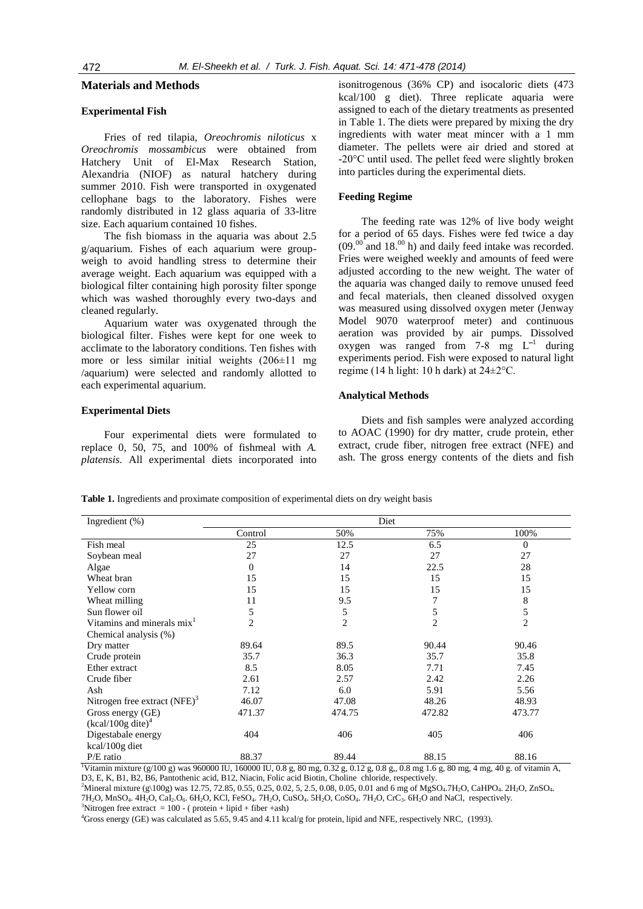## Materials and Methods

### Experimental Fish

Fries of red tilapia, *Oreochromis niloticus* x *Oreochromis mossambicus* were obtained from Hatchery Unit of El-Max Research Station, Alexandria (NIOF) as natural hatchery during summer 2010. Fish were transported in oxygenated cellophane bags to the laboratory. Fishes were randomly distributed in 12 glass aquaria of 33-litre size. Each aquarium contained 10 fishes.

The fish biomass in the aquaria was about 2.5 g/aquarium. Fishes of each aquarium were group-weigh to avoid handling stress to determine their average weight. Each aquarium was equipped with a biological filter containing high porosity filter sponge which was washed thoroughly every two-days and cleaned regularly.

Aquarium water was oxygenated through the biological filter. Fishes were kept for one week to acclimate to the laboratory conditions. Ten fishes with more or less similar initial weights (206±11 mg /aquarium) were selected and randomly allotted to each experimental aquarium.

### Experimental Diets

Four experimental diets were formulated to replace 0, 50, 75, and 100% of fishmeal with *A. platensis*. All experimental diets incorporated into isonitrogenous (36% CP) and isocaloric diets (473 kcal/100 g diet). Three replicate aquaria were assigned to each of the dietary treatments as presented in Table 1. The diets were prepared by mixing the dry ingredients with water meat mincer with a 1 mm diameter. The pellets were air dried and stored at -20°C until used. The pellet feed were slightly broken into particles during the experimental diets.

### Feeding Regime

The feeding rate was 12% of live body weight for a period of 65 days. Fishes were fed twice a day ($09.^{00}$ and $18.^{00}$ h) and daily feed intake was recorded. Fries were weighed weekly and amounts of feed were adjusted according to the new weight. The water of the aquaria was changed daily to remove unused feed and fecal materials, then cleaned dissolved oxygen was measured using dissolved oxygen meter (Jenway Model 9070 waterproof meter) and continuous aeration was provided by air pumps. Dissolved oxygen was ranged from 7-8 mg $L^{-1}$ during experiments period. Fish were exposed to natural light regime (14 h light: 10 h dark) at 24±2°C.

### Analytical Methods

Diets and fish samples were analyzed according to AOAC (1990) for dry matter, crude protein, ether extract, crude fiber, nitrogen free extract (NFE) and ash. The gross energy contents of the diets and fish

**Table 1.** Ingredients and proximate composition of experimental diets on dry weight basis

| Ingredient (%) | Diet | | | |
|---|---|---|---|---|
| | Control | 50% | 75% | 100% |
| Fish meal | 25 | 12.5 | 6.5 | 0 |
| Soybean meal | 27 | 27 | 27 | 27 |
| Algae | 0 | 14 | 22.5 | 28 |
| Wheat bran | 15 | 15 | 15 | 15 |
| Yellow corn | 15 | 15 | 15 | 15 |
| Wheat milling | 11 | 9.5 | 7 | 8 |
| Sun flower oil | 5 | 5 | 5 | 5 |
| Vitamins and minerals mix[1] | 2 | 2 | 2 | 2 |
| Chemical analysis (%) | | | | |
| Dry matter | 89.64 | 89.5 | 90.44 | 90.46 |
| Crude protein | 35.7 | 36.3 | 35.7 | 35.8 |
| Ether extract | 8.5 | 8.05 | 7.71 | 7.45 |
| Crude fiber | 2.61 | 2.57 | 2.42 | 2.26 |
| Ash | 7.12 | 6.0 | 5.91 | 5.56 |
| Nitrogen free extract (NFE)[3] | 46.07 | 47.08 | 48.26 | 48.93 |
| Gross energy (GE) (kcal/100g dite)[4] | 471.37 | 474.75 | 472.82 | 473.77 |
| Digestabale energy kcal/100g diet | 404 | 406 | 405 | 406 |
| P/E ratio | 88.37 | 89.44 | 88.15 | 88.16 |

[1]Vitamin mixture (g/100 g) was 960000 IU, 160000 IU, 0.8 g, 80 mg, 0.32 g, 0.12 g, 0.8 g,, 0.8 mg 1.6 g, 80 mg, 4 mg, 40 g. of vitamin A, D3, E, K, B1, B2, B6, Pantothenic acid, B12, Niacin, Folic acid Biotin, Choline chloride, respectively.

[2]Mineral mixture (g\100g) was 12.75, 72.85, 0.55, 0.25, 0.02, 5, 2.5, 0.08, 0.05, 0.01 and 6 mg of $MgSO_4.7H_2O$, $CaHPO_4.2H_2O$, $ZnSO_4.7H_2O$, $MnSO_4.4H_2O$, $Cal_2.O_6.6H_2O$, KCl, $FeSO_4.7H_2O$, $CuSO_4.5H_2O$, $CoSO_4.7H_2O$, $CrC_3.6H_2O$ and NaCl, respectively.

[3]Nitrogen free extract = 100 - ( protein + lipid + fiber +ash)

[4]Gross energy (GE) was calculated as 5.65, 9.45 and 4.11 kcal/g for protein, lipid and NFE, respectively NRC, (1993).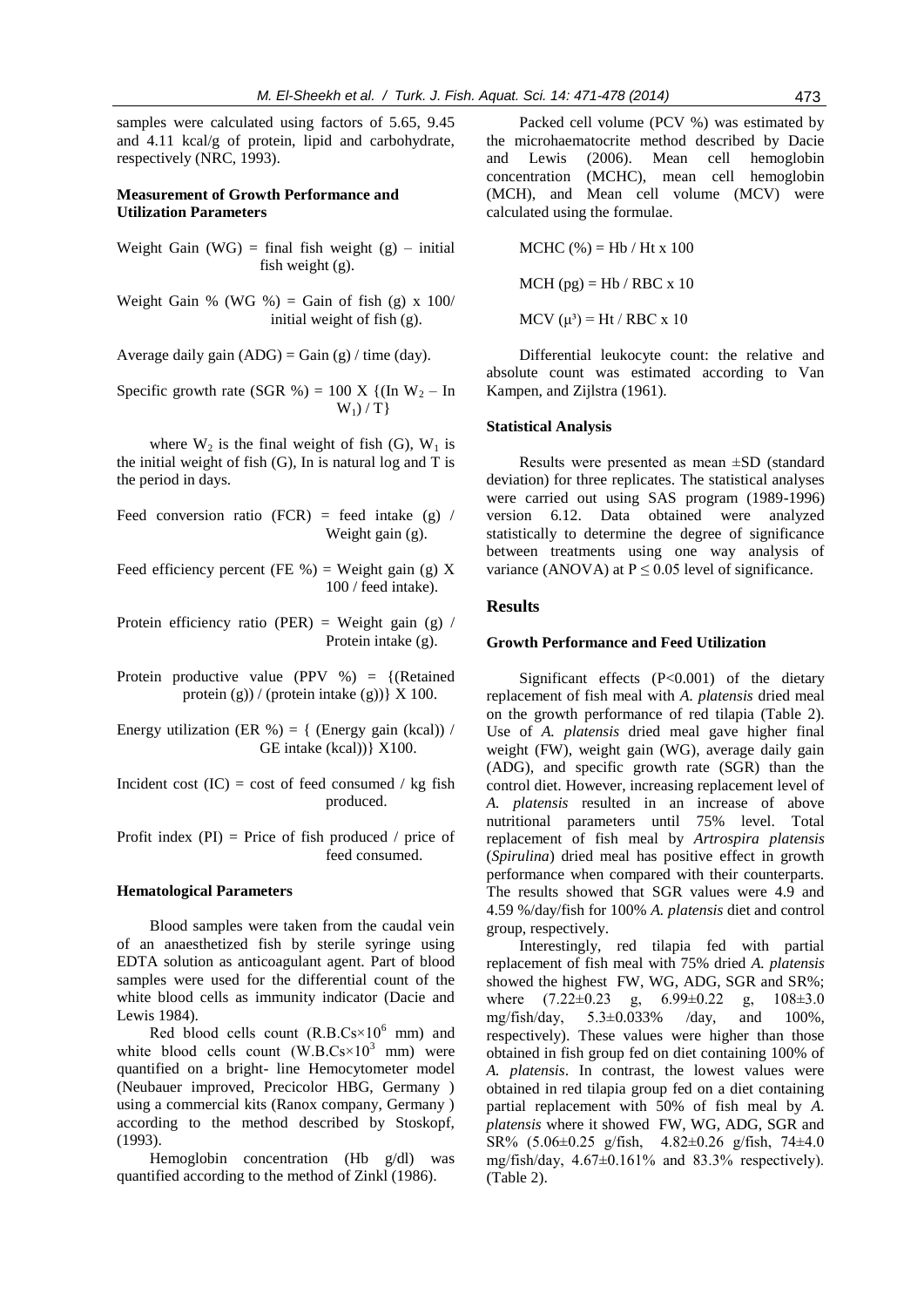samples were calculated using factors of 5.65, 9.45 and 4.11 kcal/g of protein, lipid and carbohydrate, respectively (NRC, 1993).

### Measurement of Growth Performance and Utilization Parameters

Weight Gain (WG) = final fish weight (g) – initial fish weight (g).

Weight Gain % (WG %) = Gain of fish (g) x 100/ initial weight of fish (g).

Average daily gain (ADG) = Gain (g) / time (day).

Specific growth rate (SGR %) = 100 X {(In $W_2$ – In $W_1$) / T}

where $W_2$ is the final weight of fish (G), $W_1$ is the initial weight of fish (G), In is natural log and T is the period in days.

Feed conversion ratio (FCR) = feed intake (g) / Weight gain (g).

Feed efficiency percent (FE %) = Weight gain (g) X 100 / feed intake).

Protein efficiency ratio (PER) = Weight gain (g) / Protein intake (g).

Protein productive value (PPV %) = {(Retained protein (g)) / (protein intake (g))} X 100.

Energy utilization (ER %) = { (Energy gain (kcal)) / GE intake (kcal))} X100.

Incident cost (IC) = cost of feed consumed / kg fish produced.

Profit index (PI) = Price of fish produced / price of feed consumed.

### Hematological Parameters

Blood samples were taken from the caudal vein of an anaesthetized fish by sterile syringe using EDTA solution as anticoagulant agent. Part of blood samples were used for the differential count of the white blood cells as immunity indicator (Dacie and Lewis 1984).

Red blood cells count (R.B.Cs$\times 10^6$ mm) and white blood cells count (W.B.Cs$\times 10^3$ mm) were quantified on a bright- line Hemocytometer model (Neubauer improved, Precicolor HBG, Germany ) using a commercial kits (Ranox company, Germany ) according to the method described by Stoskopf, (1993).

Hemoglobin concentration (Hb g/dl) was quantified according to the method of Zinkl (1986).

Packed cell volume (PCV %) was estimated by the microhaematocrite method described by Dacie and Lewis (2006). Mean cell hemoglobin concentration (MCHC), mean cell hemoglobin (MCH), and Mean cell volume (MCV) were calculated using the formulae.

MCHC (%) = Hb / Ht x 100

MCH (pg) = Hb / RBC x 10

MCV ($\mu^3$) = Ht / RBC x 10

Differential leukocyte count: the relative and absolute count was estimated according to Van Kampen, and Zijlstra (1961).

### Statistical Analysis

Results were presented as mean ±SD (standard deviation) for three replicates. The statistical analyses were carried out using SAS program (1989-1996) version 6.12. Data obtained were analyzed statistically to determine the degree of significance between treatments using one way analysis of variance (ANOVA) at $P \leq 0.05$ level of significance.

## Results

### Growth Performance and Feed Utilization

Significant effects ($P<0.001$) of the dietary replacement of fish meal with *A. platensis* dried meal on the growth performance of red tilapia (Table 2). Use of *A. platensis* dried meal gave higher final weight (FW), weight gain (WG), average daily gain (ADG), and specific growth rate (SGR) than the control diet. However, increasing replacement level of *A. platensis* resulted in an increase of above nutritional parameters until 75% level. Total replacement of fish meal by *Artrospira platensis* (*Spirulina*) dried meal has positive effect in growth performance when compared with their counterparts. The results showed that SGR values were 4.9 and 4.59 %/day/fish for 100% *A. platensis* diet and control group, respectively.

Interestingly, red tilapia fed with partial replacement of fish meal with 75% dried *A. platensis* showed the highest FW, WG, ADG, SGR and SR%; where (7.22±0.23 g, 6.99±0.22 g, 108±3.0 mg/fish/day, 5.3±0.033% /day, and 100%, respectively). These values were higher than those obtained in fish group fed on diet containing 100% of *A. platensis*. In contrast, the lowest values were obtained in red tilapia group fed on a diet containing partial replacement with 50% of fish meal by *A. platensis* where it showed FW, WG, ADG, SGR and SR% (5.06±0.25 g/fish, 4.82±0.26 g/fish, 74±4.0 mg/fish/day, 4.67±0.161% and 83.3% respectively). (Table 2).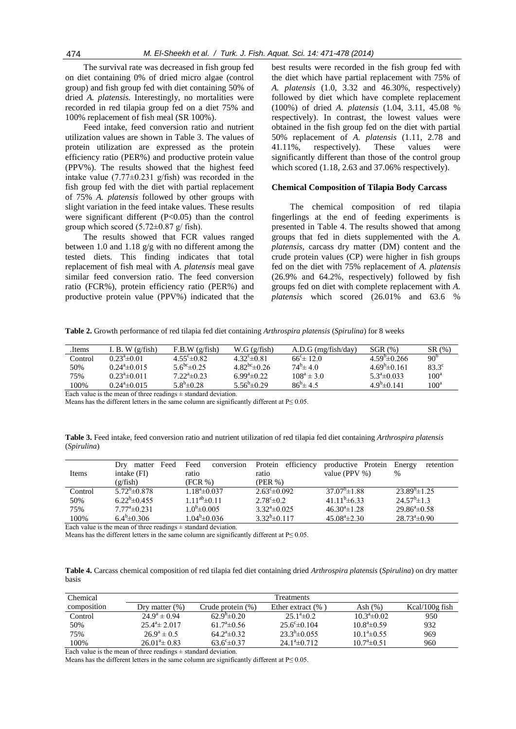The survival rate was decreased in fish group fed on diet containing 0% of dried micro algae (control group) and fish group fed with diet containing 50% of dried *A. platensis.* Interestingly, no mortalities were recorded in red tilapia group fed on a diet 75% and 100% replacement of fish meal (SR 100%).

Feed intake, feed conversion ratio and nutrient utilization values are shown in Table 3. The values of protein utilization are expressed as the protein efficiency ratio (PER%) and productive protein value (PPV%). The results showed that the highest feed intake value (7.77±0.231 g/fish) was recorded in the fish group fed with the diet with partial replacement of 75% *A. platensis* followed by other groups with slight variation in the feed intake values. These results were significant different ($P<0.05$) than the control group which scored (5.72±0.87 g/ fish).

The results showed that FCR values ranged between 1.0 and 1.18 g/g with no different among the tested diets. This finding indicates that total replacement of fish meal with *A. platensis* meal gave similar feed conversion ratio. The feed conversion ratio (FCR%), protein efficiency ratio (PER%) and productive protein value (PPV%) indicated that the best results were recorded in the fish group fed with the diet which have partial replacement with 75% of *A. platensis* (1.0, 3.32 and 46.30%, respectively) followed by diet which have complete replacement (100%) of dried *A. platensis* (1.04, 3.11, 45.08 % respectively). In contrast, the lowest values were obtained in the fish group fed on the diet with partial 50% replacement of *A. platensis* (1.11, 2.78 and 41.11%, respectively). These values were significantly different than those of the control group which scored (1.18, 2.63 and 37.06% respectively).

### Chemical Composition of Tilapia Body Carcass

The chemical composition of red tilapia fingerlings at the end of feeding experiments is presented in Table 4. The results showed that among groups that fed in diets supplemented with the *A. platensis*, carcass dry matter (DM) content and the crude protein values (CP) were higher in fish groups fed on the diet with 75% replacement of *A. platensis* (26.9% and 64.2%, respectively) followed by fish groups fed on diet with complete replacement with *A. platensis* which scored (26.01% and 63.6 %

**Table 2.** Growth performance of red tilapia fed diet containing *Arthrospira platensis* (*Spirulina*) for 8 weeks

| .Items | I. B. W (g/fish) | F.B.W (g/fish) | W.G (g/fish) | A.D.G (mg/fish/day) | SGR (%) | SR (%) |
|---|---|---|---|---|---|---|
| Control | $0.23^{a}$±0.01 | $4.55^{c}$±0.82 | $4.32^{c}$±0.81 | $66^{c}$± 12.0 | $4.59^{b}$±0.266 | $90^{b}$ |
| 50% | $0.24^{a}$±0.015 | $5.6^{bc}$±0.25 | $4.82^{bc}$±0.26 | $74^{b}$± 4.0 | $4.69^{b}$±0.161 | $83.3^{c}$ |
| 75% | $0.23^{a}$±0.011 | $7.22^{a}$±0.23 | $6.99^{a}$±0.22 | $108^{a}$ ± 3.0 | $5.3^{a}$±0.033 | $100^{a}$ |
| 100% | $0.24^{a}$±0.015 | $5.8^{b}$±0.28 | $5.56^{b}$±0.29 | $86^{b}$± 4.5 | $4.9^{b}$±0.141 | $100^{a}$ |

Each value is the mean of three readings ± standard deviation.
Means has the different letters in the same column are significantly different at P≤ 0.05.

**Table 3.** Feed intake, feed conversion ratio and nutrient utilization of red tilapia fed diet containing *Arthrospira platensis* (*Spirulina*)

| Items | Dry matter Feed intake (FI) (g/fish) | Feed conversion ratio (FCR %) | Protein efficiency ratio (PER %) | productive Protein value (PPV %) | Energy retention % |
|---|---|---|---|---|---|
| Control | $5.72^{b}$±0.878 | $1.18^{a}$±0.037 | $2.63^{c}$±0.092 | $37.07^{b}$±1.88 | $23.89^{b}$±1.25 |
| 50% | $6.22^{b}$±0.455 | $1.11^{ab}$±0.11 | $2.78^{c}$±0.2 | $41.11^{b}$±6.33 | $24.57^{b}$±1.3 |
| 75% | $7.77^{a}$±0.231 | $1.0^{b}$±0.005 | $3.32^{a}$±0.025 | $46.30^{a}$±1.28 | $29.86^{a}$±0.58 |
| 100% | $6.4^{b}$±0.306 | $1.04^{b}$±0.036 | $3.32^{b}$±0.117 | $45.08^{a}$±2.30 | $28.73^{a}$±0.90 |

Each value is the mean of three readings ± standard deviation.
Means has the different letters in the same column are significantly different at P≤ 0.05.

**Table 4.** Carcass chemical composition of red tilapia fed diet containing dried *Arthrospira platensis* (*Spirulina*) on dry matter basis

| Chemical composition | Treatments | | | | |
|---|---|---|---|---|---|
| | Dry matter (%) | Crude protein (%) | Ether extract (% ) | Ash (%) | Kcal/100g fish |
| Control | $24.9^{a}$ ± 0.94 | $62.9^{b}$±0.20 | $25.1^{a}$±0.2 | $10.3^{a}$±0.02 | 950 |
| 50% | $25.4^{a}$± 2.017 | $61.7^{a}$±0.56 | $25.6^{c}$±0.104 | $10.8^{a}$±0.59 | 932 |
| 75% | $26.9^{a}$ ± 0.5 | $64.2^{a}$±0.32 | $23.3^{b}$±0.055 | $10.1^{a}$±0.55 | 969 |
| 100% | $26.01^{a}$± 0.83 | $63.6^{c}$±0.37 | $24.1^{a}$±0.712 | $10.7^{a}$±0.51 | 960 |

Each value is the mean of three readings ± standard deviation.
Means has the different letters in the same column are significantly different at P≤ 0.05.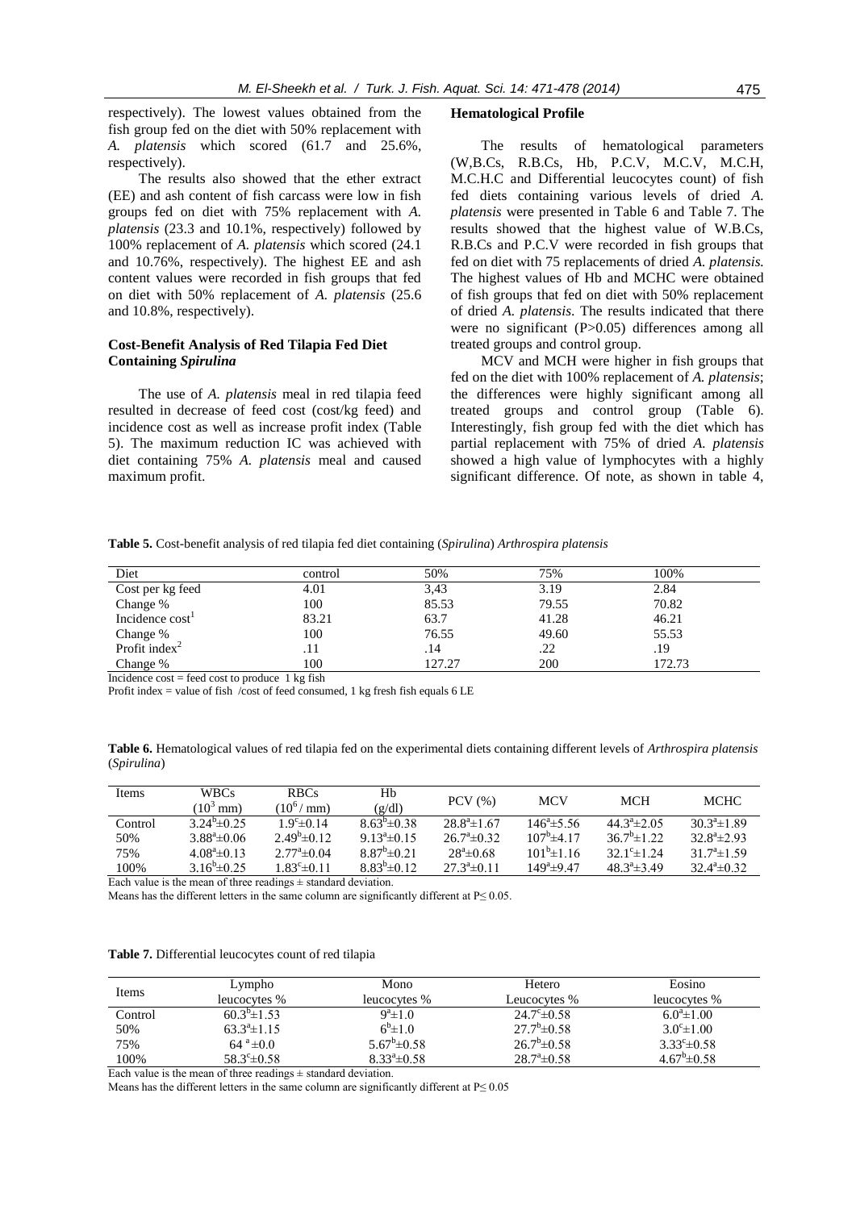respectively). The lowest values obtained from the fish group fed on the diet with 50% replacement with *A. platensis* which scored (61.7 and 25.6%, respectively).

The results also showed that the ether extract (EE) and ash content of fish carcass were low in fish groups fed on diet with 75% replacement with *A. platensis* (23.3 and 10.1%, respectively) followed by 100% replacement of *A. platensis* which scored (24.1 and 10.76%, respectively). The highest EE and ash content values were recorded in fish groups that fed on diet with 50% replacement of *A. platensis* (25.6 and 10.8%, respectively).

### Cost-Benefit Analysis of Red Tilapia Fed Diet Containing *Spirulina*

The use of *A. platensis* meal in red tilapia feed resulted in decrease of feed cost (cost/kg feed) and incidence cost as well as increase profit index (Table 5). The maximum reduction IC was achieved with diet containing 75% *A. platensis* meal and caused maximum profit.

### Hematological Profile

The results of hematological parameters (W,B.Cs, R.B.Cs, Hb, P.C.V, M.C.V, M.C.H, M.C.H.C and Differential leucocytes count) of fish fed diets containing various levels of dried *A. platensis* were presented in Table 6 and Table 7. The results showed that the highest value of W.B.Cs, R.B.Cs and P.C.V were recorded in fish groups that fed on diet with 75 replacements of dried *A. platensis.* The highest values of Hb and MCHC were obtained of fish groups that fed on diet with 50% replacement of dried *A. platensis*. The results indicated that there were no significant (P>0.05) differences among all treated groups and control group.

MCV and MCH were higher in fish groups that fed on the diet with 100% replacement of *A. platensis*; the differences were highly significant among all treated groups and control group (Table 6). Interestingly, fish group fed with the diet which has partial replacement with 75% of dried *A. platensis* showed a high value of lymphocytes with a highly significant difference. Of note, as shown in table 4,

**Table 5.** Cost-benefit analysis of red tilapia fed diet containing (*Spirulina*) *Arthrospira platensis*

| Diet | control | 50% | 75% | 100% |
|---|---|---|---|---|
| Cost per kg feed | 4.01 | 3,43 | 3.19 | 2.84 |
| Change % | 100 | 85.53 | 79.55 | 70.82 |
| Incidence cost[1] | 83.21 | 63.7 | 41.28 | 46.21 |
| Change % | 100 | 76.55 | 49.60 | 55.53 |
| Profit index[2] | .11 | .14 | .22 | .19 |
| Change % | 100 | 127.27 | 200 | 172.73 |

Incidence cost = feed cost to produce 1 kg fish

Profit index = value of fish /cost of feed consumed, 1 kg fresh fish equals 6 LE

**Table 6.** Hematological values of red tilapia fed on the experimental diets containing different levels of *Arthrospira platensis* (*Spirulina*)

| Items | WBCs ($10^3$ mm) | RBCs ($10^6$ / mm) | Hb (g/dl) | PCV (%) | MCV | MCH | MCHC |
|---|---|---|---|---|---|---|---|
| Control | $3.24^b$±0.25 | $1.9^c$±0.14 | $8.63^b$±0.38 | $28.8^a$±1.67 | $146^a$±5.56 | $44.3^a$±2.05 | $30.3^a$±1.89 |
| 50% | $3.88^a$±0.06 | $2.49^b$±0.12 | $9.13^a$±0.15 | $26.7^a$±0.32 | $107^b$±4.17 | $36.7^b$±1.22 | $32.8^a$±2.93 |
| 75% | $4.08^a$±0.13 | $2.77^a$±0.04 | $8.87^b$±0.21 | $28^a$±0.68 | $101^b$±1.16 | $32.1^c$±1.24 | $31.7^a$±1.59 |
| 100% | $3.16^b$±0.25 | $1.83^c$±0.11 | $8.83^b$±0.12 | $27.3^a$±0.11 | $149^a$±9.47 | $48.3^a$±3.49 | $32.4^a$±0.32 |

Each value is the mean of three readings ± standard deviation.

Means has the different letters in the same column are significantly different at P≤ 0.05.

**Table 7.** Differential leucocytes count of red tilapia

| Items | Lympho leucocytes % | Mono leucocytes % | Hetero Leucocytes % | Eosino leucocytes % |
|---|---|---|---|---|
| Control | $60.3^b$±1.53 | $9^a$±1.0 | $24.7^c$±0.58 | $6.0^a$±1.00 |
| 50% | $63.3^a$±1.15 | $6^b$±1.0 | $27.7^b$±0.58 | $3.0^c$±1.00 |
| 75% | $64^a$±0.0 | $5.67^b$±0.58 | $26.7^b$±0.58 | $3.33^c$±0.58 |
| 100% | $58.3^c$±0.58 | $8.33^a$±0.58 | $28.7^a$±0.58 | $4.67^b$±0.58 |

Each value is the mean of three readings ± standard deviation.

Means has the different letters in the same column are significantly different at P≤ 0.05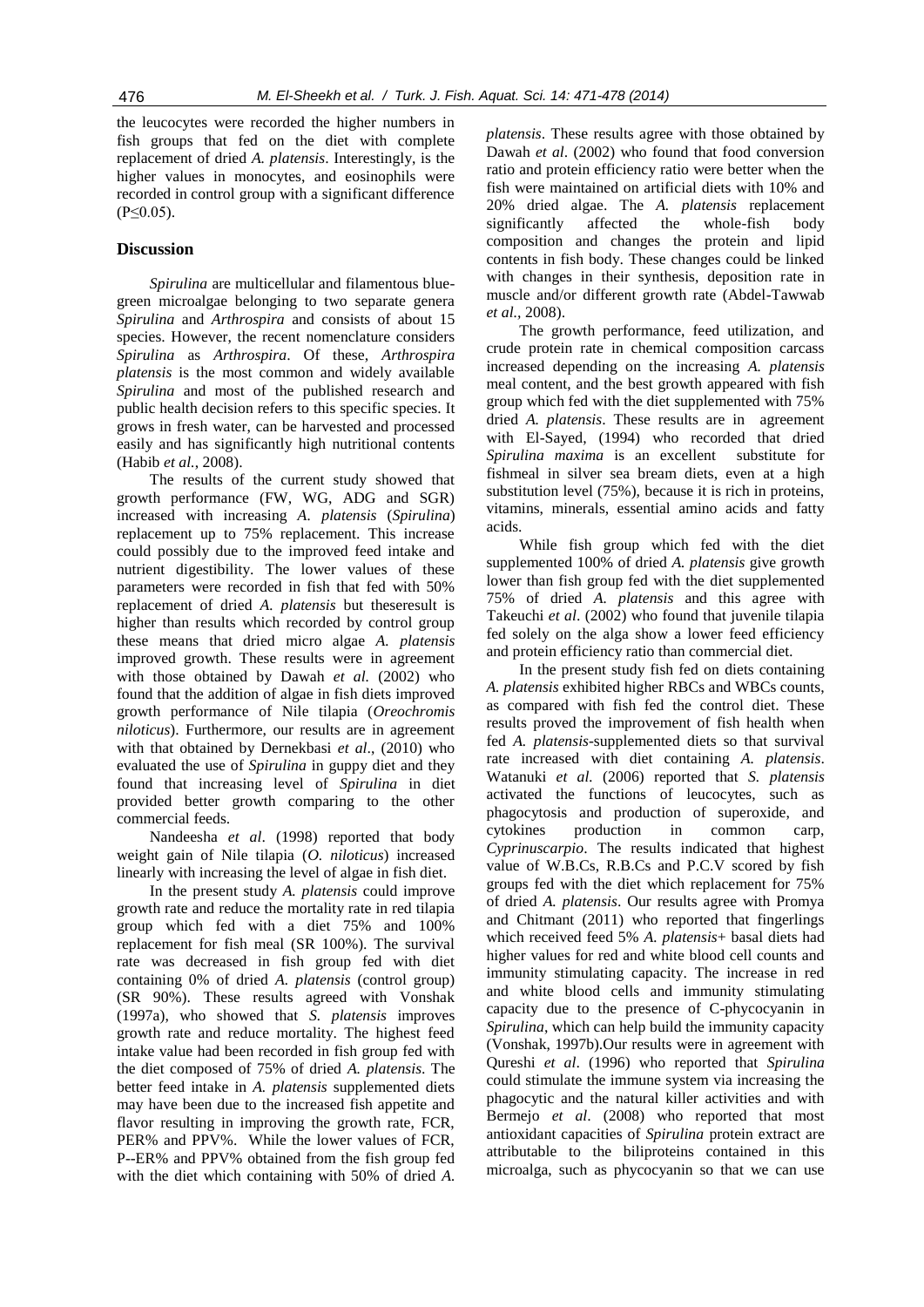the leucocytes were recorded the higher numbers in fish groups that fed on the diet with complete replacement of dried *A. platensis*. Interestingly, is the higher values in monocytes, and eosinophils were recorded in control group with a significant difference ($P\leq0.05$).

## Discussion

*Spirulina* are multicellular and filamentous blue-green microalgae belonging to two separate genera *Spirulina* and *Arthrospira* and consists of about 15 species. However, the recent nomenclature considers *Spirulina* as *Arthrospira*. Of these, *Arthrospira platensis* is the most common and widely available *Spirulina* and most of the published research and public health decision refers to this specific species. It grows in fresh water, can be harvested and processed easily and has significantly high nutritional contents (Habib *et al.*, 2008).

The results of the current study showed that growth performance (FW, WG, ADG and SGR) increased with increasing *A. platensis* (*Spirulina*) replacement up to 75% replacement. This increase could possibly due to the improved feed intake and nutrient digestibility. The lower values of these parameters were recorded in fish that fed with 50% replacement of dried *A. platensis* but theseresult is higher than results which recorded by control group these means that dried micro algae *A. platensis* improved growth. These results were in agreement with those obtained by Dawah *et al.* (2002) who found that the addition of algae in fish diets improved growth performance of Nile tilapia (*Oreochromis niloticus*). Furthermore, our results are in agreement with that obtained by Dernekbasi *et al*., (2010) who evaluated the use of *Spirulina* in guppy diet and they found that increasing level of *Spirulina* in diet provided better growth comparing to the other commercial feeds.

Nandeesha *et al*. (1998) reported that body weight gain of Nile tilapia (*O. niloticus*) increased linearly with increasing the level of algae in fish diet.

In the present study *A. platensis* could improve growth rate and reduce the mortality rate in red tilapia group which fed with a diet 75% and 100% replacement for fish meal (SR 100%). The survival rate was decreased in fish group fed with diet containing 0% of dried *A. platensis* (control group) (SR 90%). These results agreed with Vonshak (1997a), who showed that *S. platensis* improves growth rate and reduce mortality. The highest feed intake value had been recorded in fish group fed with the diet composed of 75% of dried *A. platensis*. The better feed intake in *A. platensis* supplemented diets may have been due to the increased fish appetite and flavor resulting in improving the growth rate, FCR, PER% and PPV%. While the lower values of FCR, P--ER% and PPV% obtained from the fish group fed with the diet which containing with 50% of dried *A. platensis*. These results agree with those obtained by Dawah *et al*. (2002) who found that food conversion ratio and protein efficiency ratio were better when the fish were maintained on artificial diets with 10% and 20% dried algae. The *A. platensis* replacement significantly affected the whole-fish body composition and changes the protein and lipid contents in fish body. These changes could be linked with changes in their synthesis, deposition rate in muscle and/or different growth rate (Abdel-Tawwab *et al.*, 2008).

The growth performance, feed utilization, and crude protein rate in chemical composition carcass increased depending on the increasing *A. platensis* meal content, and the best growth appeared with fish group which fed with the diet supplemented with 75% dried *A. platensis*. These results are in agreement with El-Sayed, (1994) who recorded that dried *Spirulina maxima* is an excellent substitute for fishmeal in silver sea bream diets, even at a high substitution level (75%), because it is rich in proteins, vitamins, minerals, essential amino acids and fatty acids.

While fish group which fed with the diet supplemented 100% of dried *A. platensis* give growth lower than fish group fed with the diet supplemented 75% of dried *A. platensis* and this agree with Takeuchi *et al*. (2002) who found that juvenile tilapia fed solely on the alga show a lower feed efficiency and protein efficiency ratio than commercial diet.

In the present study fish fed on diets containing *A. platensis* exhibited higher RBCs and WBCs counts, as compared with fish fed the control diet. These results proved the improvement of fish health when fed *A. platensis*-supplemented diets so that survival rate increased with diet containing *A. platensis*. Watanuki *et al.* (2006) reported that *S. platensis* activated the functions of leucocytes, such as phagocytosis and production of superoxide, and cytokines production in common carp, *Cyprinuscarpio*. The results indicated that highest value of W.B.Cs, R.B.Cs and P.C.V scored by fish groups fed with the diet which replacement for 75% of dried *A. platensis*. Our results agree with Promya and Chitmant (2011) who reported that fingerlings which received feed 5% *A. platensis+* basal diets had higher values for red and white blood cell counts and immunity stimulating capacity. The increase in red and white blood cells and immunity stimulating capacity due to the presence of C-phycocyanin in *Spirulina*, which can help build the immunity capacity (Vonshak, 1997b).Our results were in agreement with Qureshi *et al*. (1996) who reported that *Spirulina* could stimulate the immune system via increasing the phagocytic and the natural killer activities and with Bermejo *et al*. (2008) who reported that most antioxidant capacities of *Spirulina* protein extract are attributable to the biliproteins contained in this microalga, such as phycocyanin so that we can use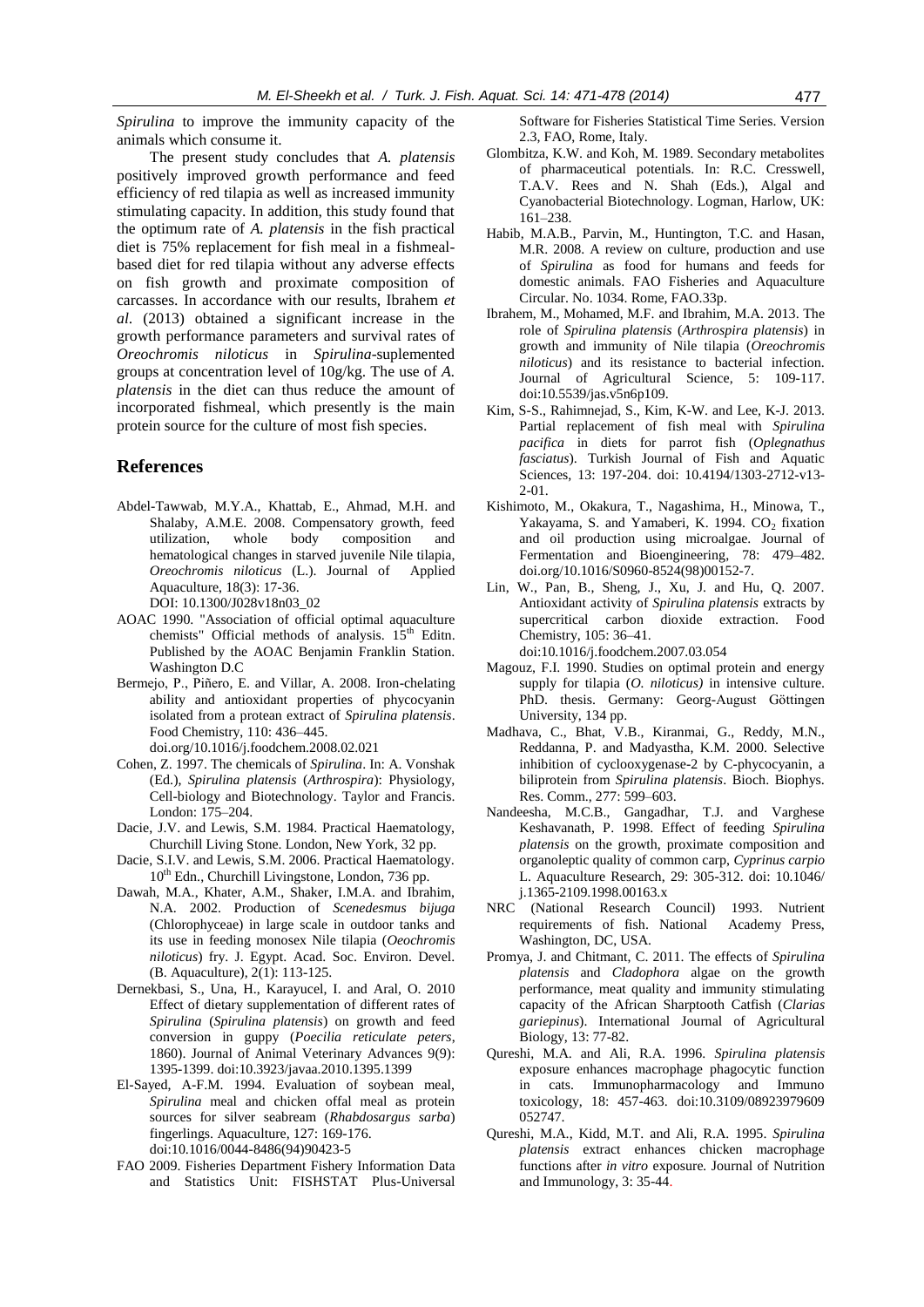*Spirulina* to improve the immunity capacity of the animals which consume it.

The present study concludes that *A. platensis* positively improved growth performance and feed efficiency of red tilapia as well as increased immunity stimulating capacity. In addition, this study found that the optimum rate of *A. platensis* in the fish practical diet is 75% replacement for fish meal in a fishmeal-based diet for red tilapia without any adverse effects on fish growth and proximate composition of carcasses. In accordance with our results, Ibrahem *et al*. (2013) obtained a significant increase in the growth performance parameters and survival rates of *Oreochromis niloticus* in *Spirulina*-suplemented groups at concentration level of 10g/kg. The use of *A. platensis* in the diet can thus reduce the amount of incorporated fishmeal, which presently is the main protein source for the culture of most fish species.

## References

Abdel-Tawwab, M.Y.A., Khattab, E., Ahmad, M.H. and Shalaby, A.M.E. 2008. Compensatory growth, feed utilization, whole body composition and hematological changes in starved juvenile Nile tilapia, *Oreochromis niloticus* (L.). Journal of Applied Aquaculture, 18(3): 17-36. DOI: 10.1300/J028v18n03_02

AOAC 1990. "Association of official optimal aquaculture chemists" Official methods of analysis. 15th Editn. Published by the AOAC Benjamin Franklin Station. Washington D.C

Bermejo, P., Piñero, E. and Villar, A. 2008. Iron-chelating ability and antioxidant properties of phycocyanin isolated from a protean extract of *Spirulina platensis*. Food Chemistry, 110: 436–445. doi.org/10.1016/j.foodchem.2008.02.021

Cohen, Z. 1997. The chemicals of *Spirulina*. In: A. Vonshak (Ed.), *Spirulina platensis* (*Arthrospira*): Physiology, Cell-biology and Biotechnology. Taylor and Francis. London: 175–204.

Dacie, J.V. and Lewis, S.M. 1984. Practical Haematology, Churchill Living Stone. London, New York, 32 pp.

Dacie, S.I.V. and Lewis, S.M. 2006. Practical Haematology. 10th Edn., Churchill Livingstone, London, 736 pp.

Dawah, M.A., Khater, A.M., Shaker, I.M.A. and Ibrahim, N.A. 2002. Production of *Scenedesmus bijuga* (Chlorophyceae) in large scale in outdoor tanks and its use in feeding monosex Nile tilapia (*Oeochromis niloticus*) fry. J. Egypt. Acad. Soc. Environ. Devel. (B. Aquaculture), 2(1): 113-125.

Dernekbasi, S., Una, H., Karayucel, I. and Aral, O. 2010 Effect of dietary supplementation of different rates of *Spirulina* (*Spirulina platensis*) on growth and feed conversion in guppy (*Poecilia reticulate peters*, 1860). Journal of Animal Veterinary Advances 9(9): 1395-1399. doi:10.3923/javaa.2010.1395.1399

El-Sayed, A-F.M. 1994. Evaluation of soybean meal, *Spirulina* meal and chicken offal meal as protein sources for silver seabream (*Rhabdosargus sarba*) fingerlings. Aquaculture, 127: 169-176. doi:10.1016/0044-8486(94)90423-5

FAO 2009. Fisheries Department Fishery Information Data and Statistics Unit: FISHSTAT Plus-Universal Software for Fisheries Statistical Time Series. Version 2.3, FAO, Rome, Italy.

Glombitza, K.W. and Koh, M. 1989. Secondary metabolites of pharmaceutical potentials. In: R.C. Cresswell, T.A.V. Rees and N. Shah (Eds.), Algal and Cyanobacterial Biotechnology. Logman, Harlow, UK: 161–238.

Habib, M.A.B., Parvin, M., Huntington, T.C. and Hasan, M.R. 2008. A review on culture, production and use of *Spirulina* as food for humans and feeds for domestic animals. FAO Fisheries and Aquaculture Circular. No. 1034. Rome, FAO.33p.

Ibrahem, M., Mohamed, M.F. and Ibrahim, M.A. 2013. The role of *Spirulina platensis* (*Arthrospira platensis*) in growth and immunity of Nile tilapia (*Oreochromis niloticus*) and its resistance to bacterial infection. Journal of Agricultural Science, 5: 109-117. doi:10.5539/jas.v5n6p109.

Kim, S-S., Rahimnejad, S., Kim, K-W. and Lee, K-J. 2013. Partial replacement of fish meal with *Spirulina pacifica* in diets for parrot fish (*Oplegnathus fasciatus*). Turkish Journal of Fish and Aquatic Sciences, 13: 197-204. doi: 10.4194/1303-2712-v13-2-01.

Kishimoto, M., Okakura, T., Nagashima, H., Minowa, T., Yakayama, S. and Yamaberi, K. 1994. $CO_2$ fixation and oil production using microalgae. Journal of Fermentation and Bioengineering, 78: 479–482. doi.org/10.1016/S0960-8524(98)00152-7.

Lin, W., Pan, B., Sheng, J., Xu, J. and Hu, Q. 2007. Antioxidant activity of *Spirulina platensis* extracts by supercritical carbon dioxide extraction. Food Chemistry, 105: 36–41. doi:10.1016/j.foodchem.2007.03.054

Magouz, F.I. 1990. Studies on optimal protein and energy supply for tilapia (*O. niloticus)* in intensive culture. PhD. thesis. Germany: Georg-August Göttingen University, 134 pp.

Madhava, C., Bhat, V.B., Kiranmai, G., Reddy, M.N., Reddanna, P. and Madyastha, K.M. 2000. Selective inhibition of cyclooxygenase-2 by C-phycocyanin, a biliprotein from *Spirulina platensis*. Bioch. Biophys. Res. Comm., 277: 599–603.

Nandeesha, M.C.B., Gangadhar, T.J. and Varghese Keshavanath, P. 1998. Effect of feeding *Spirulina platensis* on the growth, proximate composition and organoleptic quality of common carp, *Cyprinus carpio* L. Aquaculture Research, 29: 305-312. doi: 10.1046/j.1365-2109.1998.00163.x

NRC (National Research Council) 1993. Nutrient requirements of fish. National Academy Press, Washington, DC, USA.

Promya, J. and Chitmant, C. 2011. The effects of *Spirulina platensis* and *Cladophora* algae on the growth performance, meat quality and immunity stimulating capacity of the African Sharptooth Catfish (*Clarias gariepinus*). International Journal of Agricultural Biology, 13: 77-82.

Qureshi, M.A. and Ali, R.A. 1996. *Spirulina platensis* exposure enhances macrophage phagocytic function in cats. Immunopharmacology and Immuno toxicology, 18: 457-463. doi:10.3109/08923979609052747.

Qureshi, M.A., Kidd, M.T. and Ali, R.A. 1995. *Spirulina platensis* extract enhances chicken macrophage functions after *in vitro* exposure. Journal of Nutrition and Immunology, 3: 35-44.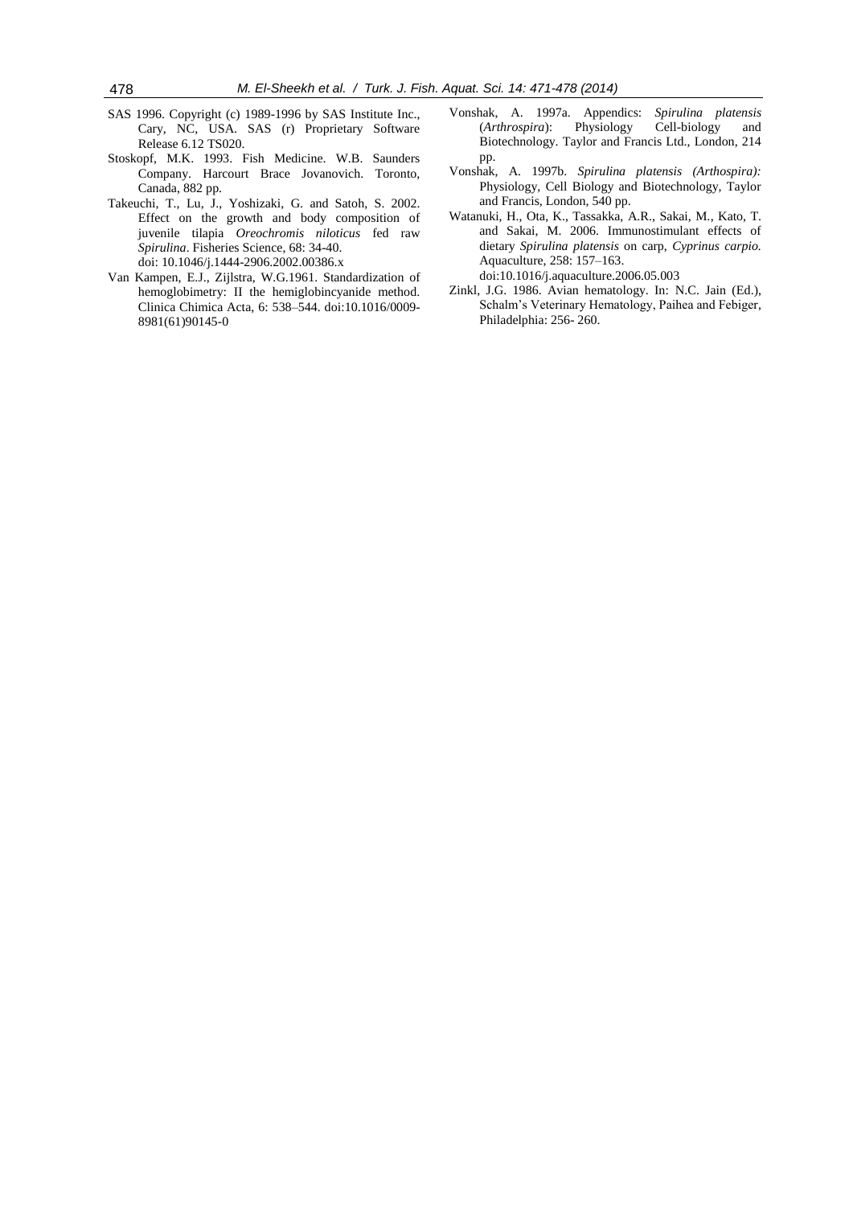SAS 1996. Copyright (c) 1989-1996 by SAS Institute Inc., Cary, NC, USA. SAS (r) Proprietary Software Release 6.12 TS020.

Stoskopf, M.K. 1993. Fish Medicine. W.B. Saunders Company. Harcourt Brace Jovanovich. Toronto, Canada, 882 pp.

Takeuchi, T., Lu, J., Yoshizaki, G. and Satoh, S. 2002. Effect on the growth and body composition of juvenile tilapia *Oreochromis niloticus* fed raw *Spirulina*. Fisheries Science, 68: 34-40. doi: 10.1046/j.1444-2906.2002.00386.x

Van Kampen, E.J., Zijlstra, W.G.1961. Standardization of hemoglobimetry: II the hemiglobincyanide method. Clinica Chimica Acta, 6: 538–544. doi:10.1016/0009-8981(61)90145-0

Vonshak, A. 1997a. Appendics: *Spirulina platensis* (*Arthrospira*): Physiology Cell-biology and Biotechnology. Taylor and Francis Ltd., London, 214 pp.

Vonshak, A. 1997b. *Spirulina platensis (Arthospira):* Physiology, Cell Biology and Biotechnology, Taylor and Francis, London, 540 pp.

Watanuki, H., Ota, K., Tassakka, A.R., Sakai, M., Kato, T. and Sakai, M. 2006. Immunostimulant effects of dietary *Spirulina platensis* on carp, *Cyprinus carpio.* Aquaculture, 258: 157–163. doi:10.1016/j.aquaculture.2006.05.003

Zinkl, J.G. 1986. Avian hematology. In: N.C. Jain (Ed.), Schalm's Veterinary Hematology, Paihea and Febiger, Philadelphia: 256- 260.